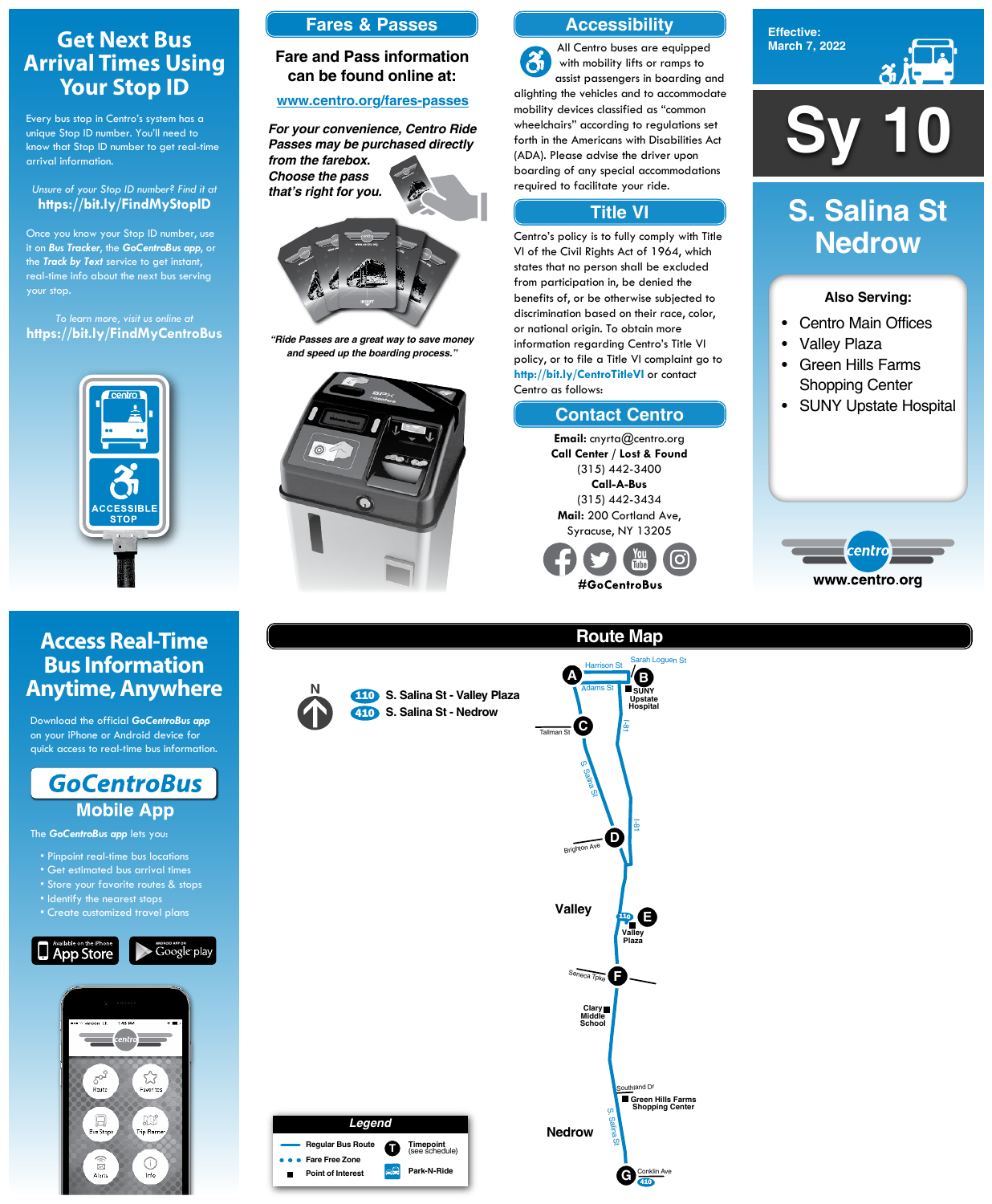# Get Next Bus Arrival Times Using Your Stop ID

Every bus stop in Centro's system has a unique Stop ID number. You'll need to know that Stop ID number to get real-time arrival information.

*Unsure of your Stop ID number? Find it at*
**https://bit.ly/FindMyStopID**

Once you know your Stop ID number, use it on ***Bus Tracker***, the ***GoCentroBus app***, or the ***Track by Text*** service to get instant, real-time info about the next bus serving your stop.

*To learn more, visit us online at*
**https://bit.ly/FindMyCentroBus**

centro
ACCESSIBLE STOP

## Fares & Passes

**Fare and Pass information can be found online at:**

**www.centro.org/fares-passes**

***For your convenience, Centro Ride Passes may be purchased directly from the farebox. Choose the pass that's right for you.***

***"Ride Passes are a great way to save money and speed up the boarding process."***

## Accessibility

All Centro buses are equipped with mobility lifts or ramps to assist passengers in boarding and alighting the vehicles and to accommodate mobility devices classified as "common wheelchairs" according to regulations set forth in the Americans with Disabilities Act (ADA). Please advise the driver upon boarding of any special accommodations required to facilitate your ride.

## Title VI

Centro's policy is to fully comply with Title VI of the Civil Rights Act of 1964, which states that no person shall be excluded from participation in, be denied the benefits of, or be otherwise subjected to discrimination based on their race, color, or national origin. To obtain more information regarding Centro's Title VI policy, or to file a Title VI complaint go to **http://bit.ly/CentroTitleVI** or contact Centro as follows:

## Contact Centro

**Email:** cnyrta@centro.org
**Call Center / Lost & Found**
(315) 442-3400
**Call-A-Bus**
(315) 442-3434
**Mail:** 200 Cortland Ave,
Syracuse, NY 13205

**#GoCentroBus**

**Effective: March 7, 2022**

# Sy 10

## S. Salina St Nedrow

**Also Serving:**

- Centro Main Offices
- Valley Plaza
- Green Hills Farms Shopping Center
- SUNY Upstate Hospital

centro
**www.centro.org**

# Access Real-Time Bus Information Anytime, Anywhere

Download the official ***GoCentroBus app*** on your iPhone or Android device for quick access to real-time bus information.

## GoCentroBus Mobile App

The ***GoCentroBus app*** lets you:

- Pinpoint real-time bus locations
- Get estimated bus arrival times
- Store your favorite routes & stops
- Identify the nearest stops
- Create customized travel plans

Available on the iPhone App Store | Android App on Google play

## Route Map

N

- 110 S. Salina St - Valley Plaza
- 410 S. Salina St - Nedrow

Timepoints: A – Harrison St / Adams St; B – SUNY Upstate Hospital (Sarah Loguen St); C – Tallman St; D – Brighton Ave; E – Valley Plaza; F – Seneca Tpke; G – Conklin Ave

Other map labels: I-81, S Salina St, Valley, Clary Middle School, Southland Dr, Green Hills Farms Shopping Center, Nedrow

**Legend**

- Regular Bus Route
- Fare Free Zone
- Point of Interest
- T Timepoint (see schedule)
- Park-N-Ride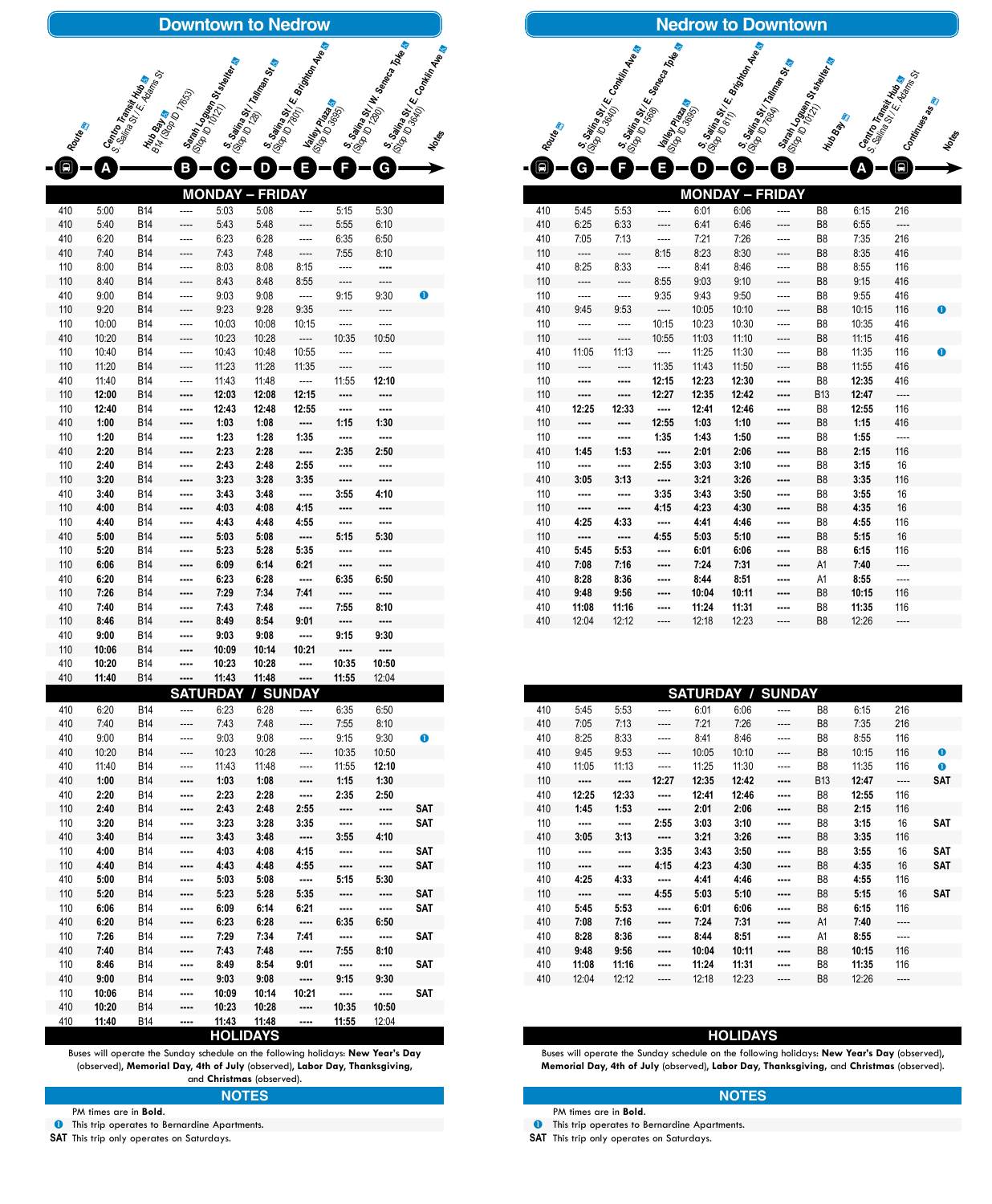## Downtown to Nedrow

| Route | A: Centro Transit Hub S. Salina St / E. Adams St | Hub Bay | B: Sarah Loguen St shelter (Stop ID 17653) | C: S. Salina St / Tallman St (Stop ID 10121) | D: S. Salina St / E. Brighton Ave (Stop ID 128) | E: Valley Plaza (Stop ID 7601) | F: S. Salina St / W. Seneca Tpke (Stop ID 3695) | G: S. Salina St / E. Conklin Ave (Stop ID 1290) (Stop ID 3640) | Notes |
|---|---|---|---|---|---|---|---|---|---|
| **MONDAY – FRIDAY** | | | | | | | | | |
| 410 | 5:00 | B14 | ---- | 5:03 | 5:08 | ---- | 5:15 | 5:30 | |
| 410 | 5:40 | B14 | ---- | 5:43 | 5:48 | ---- | 5:55 | 6:10 | |
| 410 | 6:20 | B14 | ---- | 6:23 | 6:28 | ---- | 6:35 | 6:50 | |
| 410 | 7:40 | B14 | ---- | 7:43 | 7:48 | ---- | 7:55 | 8:10 | |
| 110 | 8:00 | B14 | ---- | 8:03 | 8:08 | 8:15 | ---- | ---- | |
| 110 | 8:40 | B14 | ---- | 8:43 | 8:48 | 8:55 | ---- | ---- | |
| 410 | 9:00 | B14 | ---- | 9:03 | 9:08 | ---- | 9:15 | 9:30 | ❶ |
| 110 | 9:20 | B14 | ---- | 9:23 | 9:28 | 9:35 | ---- | ---- | |
| 110 | 10:00 | B14 | ---- | 10:03 | 10:08 | 10:15 | ---- | ---- | |
| 410 | 10:20 | B14 | ---- | 10:23 | 10:28 | ---- | 10:35 | 10:50 | |
| 110 | 10:40 | B14 | ---- | 10:43 | 10:48 | 10:55 | ---- | ---- | |
| 110 | 11:20 | B14 | ---- | 11:23 | 11:28 | 11:35 | ---- | ---- | |
| 410 | 11:40 | B14 | ---- | 11:43 | 11:48 | ---- | 11:55 | **12:10** | |
| 110 | **12:00** | B14 | ---- | **12:03** | **12:08** | **12:15** | ---- | ---- | |
| 110 | **12:40** | B14 | ---- | **12:43** | **12:48** | **12:55** | ---- | ---- | |
| 410 | **1:00** | B14 | ---- | **1:03** | **1:08** | ---- | **1:15** | **1:30** | |
| 110 | **1:20** | B14 | ---- | **1:23** | **1:28** | **1:35** | ---- | ---- | |
| 410 | **2:20** | B14 | ---- | **2:23** | **2:28** | ---- | **2:35** | **2:50** | |
| 110 | **2:40** | B14 | ---- | **2:43** | **2:48** | **2:55** | ---- | ---- | |
| 110 | **3:20** | B14 | ---- | **3:23** | **3:28** | **3:35** | ---- | ---- | |
| 410 | **3:40** | B14 | ---- | **3:43** | **3:48** | ---- | **3:55** | **4:10** | |
| 110 | **4:00** | B14 | ---- | **4:03** | **4:08** | **4:15** | ---- | ---- | |
| 110 | **4:40** | B14 | ---- | **4:43** | **4:48** | **4:55** | ---- | ---- | |
| 410 | **5:00** | B14 | ---- | **5:03** | **5:08** | ---- | **5:15** | **5:30** | |
| 110 | **5:20** | B14 | ---- | **5:23** | **5:28** | **5:35** | ---- | ---- | |
| 110 | **6:06** | B14 | ---- | **6:09** | **6:14** | **6:21** | ---- | ---- | |
| 410 | **6:20** | B14 | ---- | **6:23** | **6:28** | ---- | **6:35** | **6:50** | |
| 110 | **7:26** | B14 | ---- | **7:29** | **7:34** | **7:41** | ---- | ---- | |
| 410 | **7:40** | B14 | ---- | **7:43** | **7:48** | ---- | **7:55** | **8:10** | |
| 110 | **8:46** | B14 | ---- | **8:49** | **8:54** | **9:01** | ---- | ---- | |
| 410 | **9:00** | B14 | ---- | **9:03** | **9:08** | ---- | **9:15** | **9:30** | |
| 110 | **10:06** | B14 | ---- | **10:09** | **10:14** | **10:21** | ---- | ---- | |
| 410 | **10:20** | B14 | ---- | **10:23** | **10:28** | ---- | **10:35** | **10:50** | |
| 410 | **11:40** | B14 | ---- | **11:43** | **11:48** | ---- | **11:55** | 12:04 | |
| **SATURDAY / SUNDAY** | | | | | | | | | |
| 410 | 6:20 | B14 | ---- | 6:23 | 6:28 | ---- | 6:35 | 6:50 | |
| 410 | 7:40 | B14 | ---- | 7:43 | 7:48 | ---- | 7:55 | 8:10 | |
| 410 | 9:00 | B14 | ---- | 9:03 | 9:08 | ---- | 9:15 | 9:30 | ❶ |
| 410 | 10:20 | B14 | ---- | 10:23 | 10:28 | ---- | 10:35 | 10:50 | |
| 410 | 11:40 | B14 | ---- | 11:43 | 11:48 | ---- | 11:55 | **12:10** | |
| 410 | **1:00** | B14 | ---- | **1:03** | **1:08** | ---- | **1:15** | **1:30** | |
| 410 | **2:20** | B14 | ---- | **2:23** | **2:28** | ---- | **2:35** | **2:50** | |
| 110 | **2:40** | B14 | ---- | **2:43** | **2:48** | **2:55** | ---- | ---- | SAT |
| 110 | **3:20** | B14 | ---- | **3:23** | **3:28** | **3:35** | ---- | ---- | SAT |
| 410 | **3:40** | B14 | ---- | **3:43** | **3:48** | ---- | **3:55** | **4:10** | |
| 110 | **4:00** | B14 | ---- | **4:03** | **4:08** | **4:15** | ---- | ---- | SAT |
| 110 | **4:40** | B14 | ---- | **4:43** | **4:48** | **4:55** | ---- | ---- | SAT |
| 410 | **5:00** | B14 | ---- | **5:03** | **5:08** | ---- | **5:15** | **5:30** | |
| 110 | **5:20** | B14 | ---- | **5:23** | **5:28** | **5:35** | ---- | ---- | SAT |
| 110 | **6:06** | B14 | ---- | **6:09** | **6:14** | **6:21** | ---- | ---- | SAT |
| 410 | **6:20** | B14 | ---- | **6:23** | **6:28** | ---- | **6:35** | **6:50** | |
| 110 | **7:26** | B14 | ---- | **7:29** | **7:34** | **7:41** | ---- | ---- | SAT |
| 410 | **7:40** | B14 | ---- | **7:43** | **7:48** | ---- | **7:55** | **8:10** | |
| 110 | **8:46** | B14 | ---- | **8:49** | **8:54** | **9:01** | ---- | ---- | SAT |
| 410 | **9:00** | B14 | ---- | **9:03** | **9:08** | ---- | **9:15** | **9:30** | |
| 110 | **10:06** | B14 | ---- | **10:09** | **10:14** | **10:21** | ---- | ---- | SAT |
| 410 | **10:20** | B14 | ---- | **10:23** | **10:28** | ---- | **10:35** | **10:50** | |
| 410 | **11:40** | B14 | ---- | **11:43** | **11:48** | ---- | **11:55** | 12:04 | |

### HOLIDAYS

Buses will operate the Sunday schedule on the following holidays: **New Year's Day** (observed), **Memorial Day**, **4th of July** (observed), **Labor Day**, **Thanksgiving**, and **Christmas** (observed).

### NOTES

PM times are in **Bold**.

❶ This trip operates to Bernardine Apartments.

**SAT** This trip only operates on Saturdays.

## Nedrow to Downtown

| Route | G: S. Salina St / E. Conklin Ave (Stop ID 3640) | F: S. Salina St / W. Seneca Tpke (Stop ID 1568) | E: Valley Plaza (Stop ID 3695) | D: S. Salina St / E. Brighton Ave (Stop ID 811) | C: S. Salina St / Tallman St (Stop ID 7684) | B: Sarah Loguen St shelter (Stop ID 10121) | Hub Bay | A: Centro Transit Hub S. Salina St / E. Adams St | Continues as | Notes |
|---|---|---|---|---|---|---|---|---|---|---|
| **MONDAY – FRIDAY** | | | | | | | | | | |
| 410 | 5:45 | 5:53 | ---- | 6:01 | 6:06 | ---- | B8 | 6:15 | 216 | |
| 410 | 6:25 | 6:33 | ---- | 6:41 | 6:46 | ---- | B8 | 6:55 | ---- | |
| 410 | 7:05 | 7:13 | ---- | 7:21 | 7:26 | ---- | B8 | 7:35 | 216 | |
| 110 | ---- | ---- | 8:15 | 8:23 | 8:30 | ---- | B8 | 8:35 | 416 | |
| 410 | 8:25 | 8:33 | ---- | 8:41 | 8:46 | ---- | B8 | 8:55 | 116 | |
| 110 | ---- | ---- | 8:55 | 9:03 | 9:10 | ---- | B8 | 9:15 | 416 | |
| 110 | ---- | ---- | 9:35 | 9:43 | 9:50 | ---- | B8 | 9:55 | 416 | |
| 410 | 9:45 | 9:53 | ---- | 10:05 | 10:10 | ---- | B8 | 10:15 | 116 | ❶ |
| 110 | ---- | ---- | 10:15 | 10:23 | 10:30 | ---- | B8 | 10:35 | 416 | |
| 110 | ---- | ---- | 10:55 | 11:03 | 11:10 | ---- | B8 | 11:15 | 416 | |
| 410 | 11:05 | 11:13 | ---- | 11:25 | 11:30 | ---- | B8 | 11:35 | 116 | ❶ |
| 110 | ---- | ---- | 11:35 | 11:43 | 11:50 | ---- | B8 | 11:55 | 416 | |
| 110 | ---- | ---- | **12:15** | **12:23** | **12:30** | ---- | B8 | **12:35** | 416 | |
| 110 | ---- | ---- | **12:27** | **12:35** | **12:42** | ---- | B13 | **12:47** | ---- | |
| 410 | **12:25** | **12:33** | ---- | **12:41** | **12:46** | ---- | B8 | **12:55** | 116 | |
| 110 | ---- | ---- | **12:55** | **1:03** | **1:10** | ---- | B8 | **1:15** | 416 | |
| 110 | ---- | ---- | **1:35** | **1:43** | **1:50** | ---- | B8 | **1:55** | ---- | |
| 410 | **1:45** | **1:53** | ---- | **2:01** | **2:06** | ---- | B8 | **2:15** | 116 | |
| 110 | ---- | ---- | **2:55** | **3:03** | **3:10** | ---- | B8 | **3:15** | 16 | |
| 410 | **3:05** | **3:13** | ---- | **3:21** | **3:26** | ---- | B8 | **3:35** | 116 | |
| 110 | ---- | ---- | **3:35** | **3:43** | **3:50** | ---- | B8 | **3:55** | 16 | |
| 110 | ---- | ---- | **4:15** | **4:23** | **4:30** | ---- | B8 | **4:35** | 16 | |
| 410 | **4:25** | **4:33** | ---- | **4:41** | **4:46** | ---- | B8 | **4:55** | 116 | |
| 110 | ---- | ---- | **4:55** | **5:03** | **5:10** | ---- | B8 | **5:15** | 16 | |
| 410 | **5:45** | **5:53** | ---- | **6:01** | **6:06** | ---- | B8 | **6:15** | 116 | |
| 410 | **7:08** | **7:16** | ---- | **7:24** | **7:31** | ---- | A1 | **7:40** | ---- | |
| 410 | **8:28** | **8:36** | ---- | **8:44** | **8:51** | ---- | A1 | **8:55** | ---- | |
| 410 | **9:48** | **9:56** | ---- | **10:04** | **10:11** | ---- | B8 | **10:15** | 116 | |
| 410 | **11:08** | **11:16** | ---- | **11:24** | **11:31** | ---- | B8 | **11:35** | 116 | |
| 410 | 12:04 | 12:12 | ---- | 12:18 | 12:23 | ---- | B8 | 12:26 | ---- | |
| **SATURDAY / SUNDAY** | | | | | | | | | | |
| 410 | 5:45 | 5:53 | ---- | 6:01 | 6:06 | ---- | B8 | 6:15 | 216 | |
| 410 | 7:05 | 7:13 | ---- | 7:21 | 7:26 | ---- | B8 | 7:35 | 216 | |
| 410 | 8:25 | 8:33 | ---- | 8:41 | 8:46 | ---- | B8 | 8:55 | 116 | |
| 410 | 9:45 | 9:53 | ---- | 10:05 | 10:10 | ---- | B8 | 10:15 | 116 | ❶ |
| 410 | 11:05 | 11:13 | ---- | 11:25 | 11:30 | ---- | B8 | 11:35 | 116 | ❶ |
| 110 | ---- | ---- | **12:27** | **12:35** | **12:42** | ---- | B13 | **12:47** | ---- | SAT |
| 410 | **12:25** | **12:33** | ---- | **12:41** | **12:46** | ---- | B8 | **12:55** | 116 | |
| 410 | **1:45** | **1:53** | ---- | **2:01** | **2:06** | ---- | B8 | **2:15** | 116 | |
| 110 | ---- | ---- | **2:55** | **3:03** | **3:10** | ---- | B8 | **3:15** | 16 | SAT |
| 410 | **3:05** | **3:13** | ---- | **3:21** | **3:26** | ---- | B8 | **3:35** | 116 | |
| 110 | ---- | ---- | **3:35** | **3:43** | **3:50** | ---- | B8 | **3:55** | 16 | SAT |
| 110 | ---- | ---- | **4:15** | **4:23** | **4:30** | ---- | B8 | **4:35** | 16 | SAT |
| 410 | **4:25** | **4:33** | ---- | **4:41** | **4:46** | ---- | B8 | **4:55** | 116 | |
| 110 | ---- | ---- | **4:55** | **5:03** | **5:10** | ---- | B8 | **5:15** | 16 | SAT |
| 410 | **5:45** | **5:53** | ---- | **6:01** | **6:06** | ---- | B8 | **6:15** | 116 | |
| 410 | **7:08** | **7:16** | ---- | **7:24** | **7:31** | ---- | A1 | **7:40** | ---- | |
| 410 | **8:28** | **8:36** | ---- | **8:44** | **8:51** | ---- | A1 | **8:55** | ---- | |
| 410 | **9:48** | **9:56** | ---- | **10:04** | **10:11** | ---- | B8 | **10:15** | 116 | |
| 410 | **11:08** | **11:16** | ---- | **11:24** | **11:31** | ---- | B8 | **11:35** | 116 | |
| 410 | 12:04 | 12:12 | ---- | 12:18 | 12:23 | ---- | B8 | 12:26 | ---- | |

### HOLIDAYS

Buses will operate the Sunday schedule on the following holidays: **New Year's Day** (observed), **Memorial Day**, **4th of July** (observed), **Labor Day**, **Thanksgiving**, and **Christmas** (observed).

### NOTES

PM times are in **Bold**.

❶ This trip operates to Bernardine Apartments.

**SAT** This trip only operates on Saturdays.